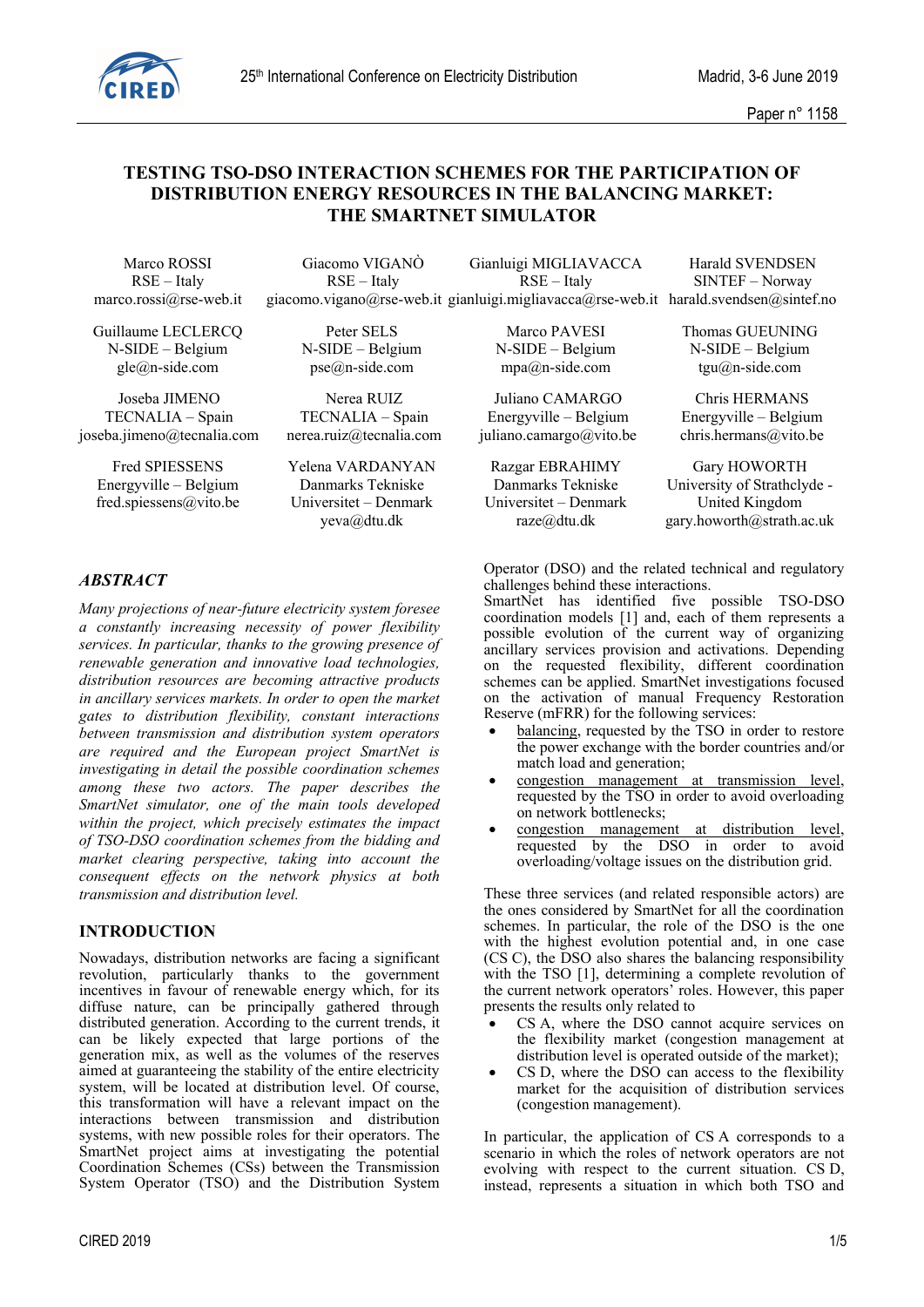# TESTING TSO-DSO INTERACTION SCHEMES FOR THE PARTICIPATION OF DISTRIBUTION ENERGY RESOURCES IN THE BALANCING MARKET: THE SMARTNET SIMULATOR

Marco ROSSI
RSE – Italy
marco.rossi@rse-web.it

Giacomo VIGANÒ
RSE – Italy
giacomo.vigano@rse-web.it

Gianluigi MIGLIAVACCA
RSE – Italy
gianluigi.migliavacca@rse-web.it

Harald SVENDSEN
SINTEF – Norway
harald.svendsen@sintef.no

Guillaume LECLERCQ
N-SIDE – Belgium
gle@n-side.com

Peter SELS
N-SIDE – Belgium
pse@n-side.com

Marco PAVESI
N-SIDE – Belgium
mpa@n-side.com

Thomas GUEUNING
N-SIDE – Belgium
tgu@n-side.com

Joseba JIMENO
TECNALIA – Spain
joseba.jimeno@tecnalia.com

Nerea RUIZ
TECNALIA – Spain
nerea.ruiz@tecnalia.com

Juliano CAMARGO
Energyville – Belgium
juliano.camargo@vito.be

Chris HERMANS
Energyville – Belgium
chris.hermans@vito.be

Fred SPIESSENS
Energyville – Belgium
fred.spiessens@vito.be

Yelena VARDANYAN
Danmarks Tekniske Universitet – Denmark
yeva@dtu.dk

Razgar EBRAHIMY
Danmarks Tekniske Universitet – Denmark
raze@dtu.dk

Gary HOWORTH
University of Strathclyde - United Kingdom
gary.howorth@strath.ac.uk

## ABSTRACT

*Many projections of near-future electricity system foresee a constantly increasing necessity of power flexibility services. In particular, thanks to the growing presence of renewable generation and innovative load technologies, distribution resources are becoming attractive products in ancillary services markets. In order to open the market gates to distribution flexibility, constant interactions between transmission and distribution system operators are required and the European project SmartNet is investigating in detail the possible coordination schemes among these two actors. The paper describes the SmartNet simulator, one of the main tools developed within the project, which precisely estimates the impact of TSO-DSO coordination schemes from the bidding and market clearing perspective, taking into account the consequent effects on the network physics at both transmission and distribution level.*

## INTRODUCTION

Nowadays, distribution networks are facing a significant revolution, particularly thanks to the government incentives in favour of renewable energy which, for its diffuse nature, can be principally gathered through distributed generation. According to the current trends, it can be likely expected that large portions of the generation mix, as well as the volumes of the reserves aimed at guaranteeing the stability of the entire electricity system, will be located at distribution level. Of course, this transformation will have a relevant impact on the interactions between transmission and distribution systems, with new possible roles for their operators. The SmartNet project aims at investigating the potential Coordination Schemes (CSs) between the Transmission System Operator (TSO) and the Distribution System Operator (DSO) and the related technical and regulatory challenges behind these interactions.

SmartNet has identified five possible TSO-DSO coordination models [1] and, each of them represents a possible evolution of the current way of organizing ancillary services provision and activations. Depending on the requested flexibility, different coordination schemes can be applied. SmartNet investigations focused on the activation of manual Frequency Restoration Reserve (mFRR) for the following services:

- balancing, requested by the TSO in order to restore the power exchange with the border countries and/or match load and generation;
- congestion management at transmission level, requested by the TSO in order to avoid overloading on network bottlenecks;
- congestion management at distribution level, requested by the DSO in order to avoid overloading/voltage issues on the distribution grid.

These three services (and related responsible actors) are the ones considered by SmartNet for all the coordination schemes. In particular, the role of the DSO is the one with the highest evolution potential and, in one case (CS C), the DSO also shares the balancing responsibility with the TSO [1], determining a complete revolution of the current network operators' roles. However, this paper presents the results only related to

- CS A, where the DSO cannot acquire services on the flexibility market (congestion management at distribution level is operated outside of the market);
- CS D, where the DSO can access to the flexibility market for the acquisition of distribution services (congestion management).

In particular, the application of CS A corresponds to a scenario in which the roles of network operators are not evolving with respect to the current situation. CS D, instead, represents a situation in which both TSO and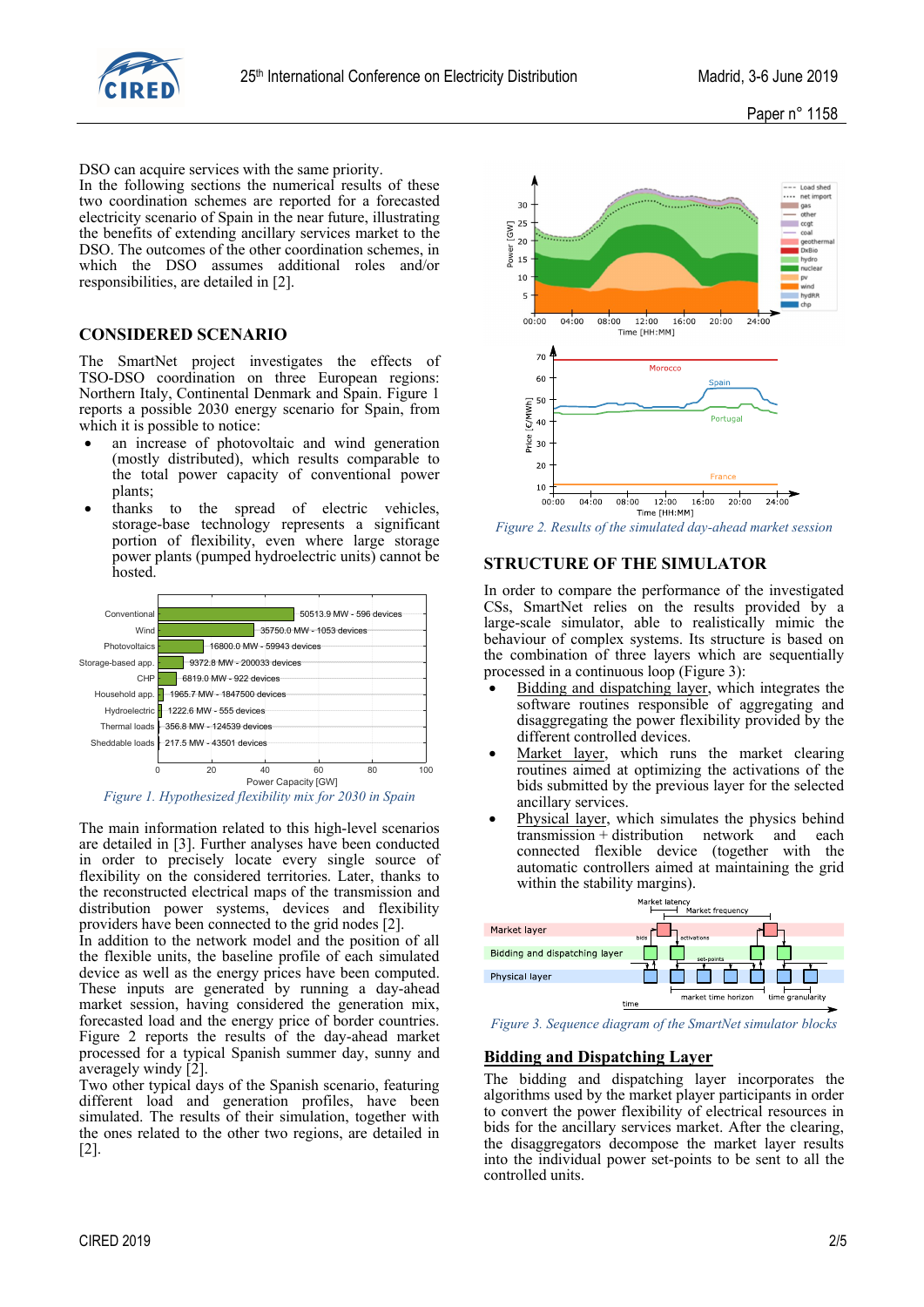DSO can acquire services with the same priority.
In the following sections the numerical results of these two coordination schemes are reported for a forecasted electricity scenario of Spain in the near future, illustrating the benefits of extending ancillary services market to the DSO. The outcomes of the other coordination schemes, in which the DSO assumes additional roles and/or responsibilities, are detailed in [2].

## CONSIDERED SCENARIO

The SmartNet project investigates the effects of TSO-DSO coordination on three European regions: Northern Italy, Continental Denmark and Spain. Figure 1 reports a possible 2030 energy scenario for Spain, from which it is possible to notice:

- an increase of photovoltaic and wind generation (mostly distributed), which results comparable to the total power capacity of conventional power plants;
- thanks to the spread of electric vehicles, storage-base technology represents a significant portion of flexibility, even where large storage power plants (pumped hydroelectric units) cannot be hosted.

*Figure 1. Hypothesized flexibility mix for 2030 in Spain*

The main information related to this high-level scenarios are detailed in [3]. Further analyses have been conducted in order to precisely locate every single source of flexibility on the considered territories. Later, thanks to the reconstructed electrical maps of the transmission and distribution power systems, devices and flexibility providers have been connected to the grid nodes [2].
In addition to the network model and the position of all the flexible units, the baseline profile of each simulated device as well as the energy prices have been computed. These inputs are generated by running a day-ahead market session, having considered the generation mix, forecasted load and the energy price of border countries. Figure 2 reports the results of the day-ahead market processed for a typical Spanish summer day, sunny and averagely windy [2].
Two other typical days of the Spanish scenario, featuring different load and generation profiles, have been simulated. The results of their simulation, together with the ones related to the other two regions, are detailed in [2].

*Figure 2. Results of the simulated day-ahead market session*

## STRUCTURE OF THE SIMULATOR

In order to compare the performance of the investigated CSs, SmartNet relies on the results provided by a large-scale simulator, able to realistically mimic the behaviour of complex systems. Its structure is based on the combination of three layers which are sequentially processed in a continuous loop (Figure 3):

- Bidding and dispatching layer, which integrates the software routines responsible of aggregating and disaggregating the power flexibility provided by the different controlled devices.
- Market layer, which runs the market clearing routines aimed at optimizing the activations of the bids submitted by the previous layer for the selected ancillary services.
- Physical layer, which simulates the physics behind transmission + distribution network and each connected flexible device (together with the automatic controllers aimed at maintaining the grid within the stability margins).

*Figure 3. Sequence diagram of the SmartNet simulator blocks*

### Bidding and Dispatching Layer

The bidding and dispatching layer incorporates the algorithms used by the market player participants in order to convert the power flexibility of electrical resources in bids for the ancillary services market. After the clearing, the disaggregators decompose the market layer results into the individual power set-points to be sent to all the controlled units.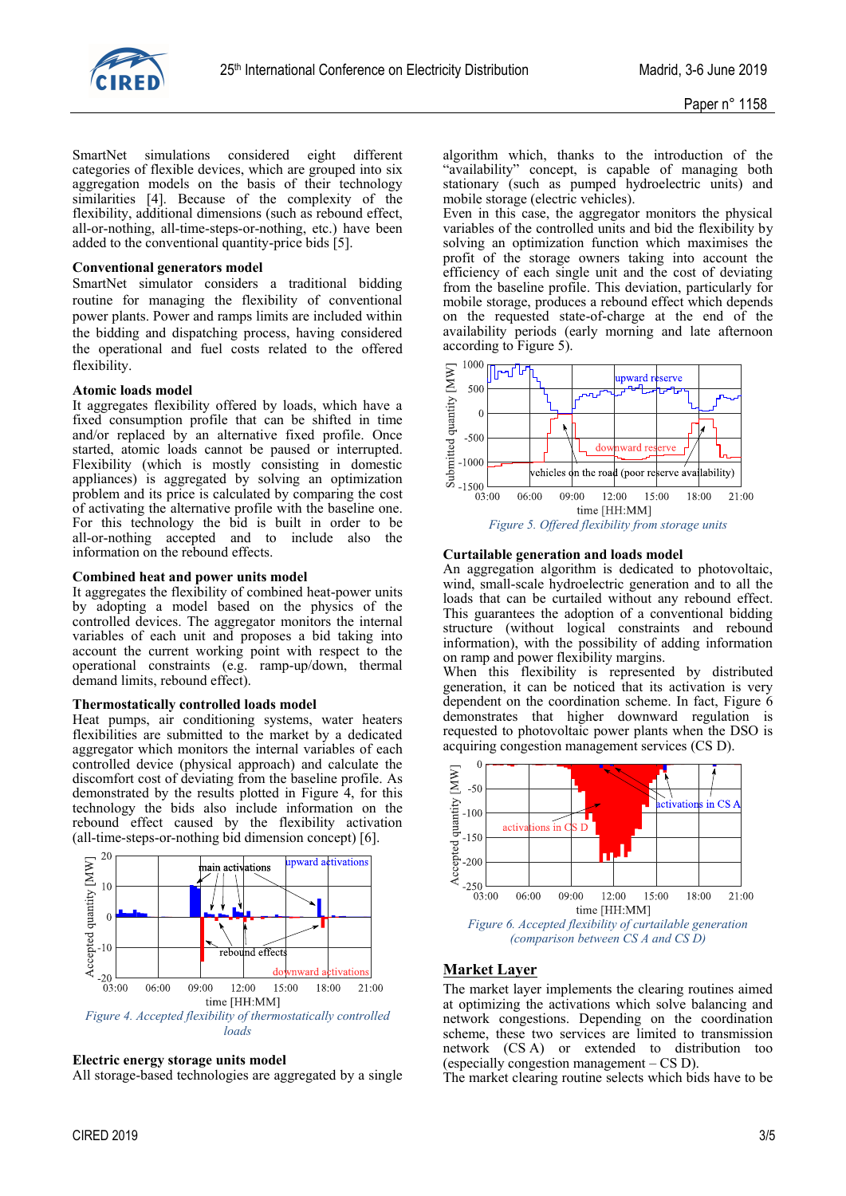SmartNet simulations considered eight different categories of flexible devices, which are grouped into six aggregation models on the basis of their technology similarities [4]. Because of the complexity of the flexibility, additional dimensions (such as rebound effect, all-or-nothing, all-time-steps-or-nothing, etc.) have been added to the conventional quantity-price bids [5].

### Conventional generators model

SmartNet simulator considers a traditional bidding routine for managing the flexibility of conventional power plants. Power and ramps limits are included within the bidding and dispatching process, having considered the operational and fuel costs related to the offered flexibility.

### Atomic loads model

It aggregates flexibility offered by loads, which have a fixed consumption profile that can be shifted in time and/or replaced by an alternative fixed profile. Once started, atomic loads cannot be paused or interrupted. Flexibility (which is mostly consisting in domestic appliances) is aggregated by solving an optimization problem and its price is calculated by comparing the cost of activating the alternative profile with the baseline one. For this technology the bid is built in order to be all-or-nothing accepted and to include also the information on the rebound effects.

### Combined heat and power units model

It aggregates the flexibility of combined heat-power units by adopting a model based on the physics of the controlled devices. The aggregator monitors the internal variables of each unit and proposes a bid taking into account the current working point with respect to the operational constraints (e.g. ramp-up/down, thermal demand limits, rebound effect).

### Thermostatically controlled loads model

Heat pumps, air conditioning systems, water heaters flexibilities are submitted to the market by a dedicated aggregator which monitors the internal variables of each controlled device (physical approach) and calculate the discomfort cost of deviating from the baseline profile. As demonstrated by the results plotted in Figure 4, for this technology the bids also include information on the rebound effect caused by the flexibility activation (all-time-steps-or-nothing bid dimension concept) [6].

*Figure 4. Accepted flexibility of thermostatically controlled loads*

### Electric energy storage units model

All storage-based technologies are aggregated by a single algorithm which, thanks to the introduction of the "availability" concept, is capable of managing both stationary (such as pumped hydroelectric units) and mobile storage (electric vehicles).

Even in this case, the aggregator monitors the physical variables of the controlled units and bid the flexibility by solving an optimization function which maximises the profit of the storage owners taking into account the efficiency of each single unit and the cost of deviating from the baseline profile. This deviation, particularly for mobile storage, produces a rebound effect which depends on the requested state-of-charge at the end of the availability periods (early morning and late afternoon according to Figure 5).

*Figure 5. Offered flexibility from storage units*

### Curtailable generation and loads model

An aggregation algorithm is dedicated to photovoltaic, wind, small-scale hydroelectric generation and to all the loads that can be curtailed without any rebound effect. This guarantees the adoption of a conventional bidding structure (without logical constraints and rebound information), with the possibility of adding information on ramp and power flexibility margins.

When this flexibility is represented by distributed generation, it can be noticed that its activation is very dependent on the coordination scheme. In fact, Figure 6 demonstrates that higher downward regulation is requested to photovoltaic power plants when the DSO is acquiring congestion management services (CS D).

*Figure 6. Accepted flexibility of curtailable generation (comparison between CS A and CS D)*

## Market Layer

The market layer implements the clearing routines aimed at optimizing the activations which solve balancing and network congestions. Depending on the coordination scheme, these two services are limited to transmission network (CS A) or extended to distribution too (especially congestion management – CS D).

The market clearing routine selects which bids have to be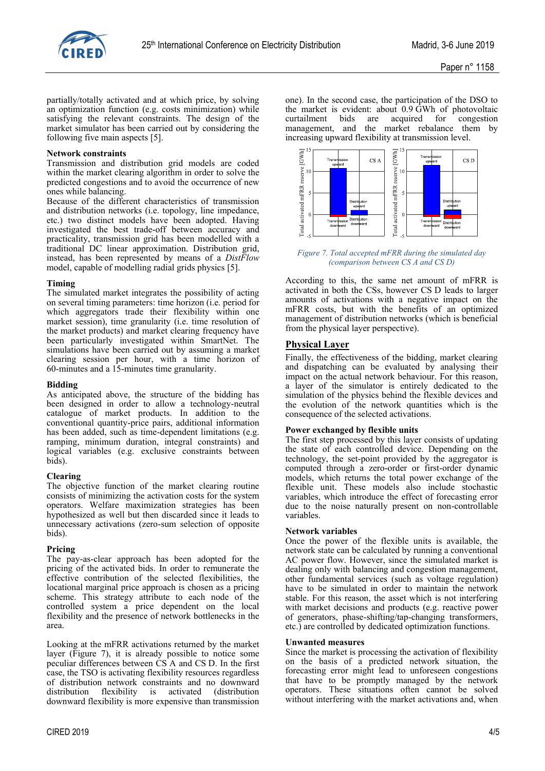partially/totally activated and at which price, by solving an optimization function (e.g. costs minimization) while satisfying the relevant constraints. The design of the market simulator has been carried out by considering the following five main aspects [5].

**Network constraints**

Transmission and distribution grid models are coded within the market clearing algorithm in order to solve the predicted congestions and to avoid the occurrence of new ones while balancing.

Because of the different characteristics of transmission and distribution networks (i.e. topology, line impedance, etc.) two distinct models have been adopted. Having investigated the best trade-off between accuracy and practicality, transmission grid has been modelled with a traditional DC linear approximation. Distribution grid, instead, has been represented by means of a *DistFlow* model, capable of modelling radial grids physics [5].

**Timing**

The simulated market integrates the possibility of acting on several timing parameters: time horizon (i.e. period for which aggregators trade their flexibility within one market session), time granularity (i.e. time resolution of the market products) and market clearing frequency have been particularly investigated within SmartNet. The simulations have been carried out by assuming a market clearing session per hour, with a time horizon of 60-minutes and a 15-minutes time granularity.

**Bidding**

As anticipated above, the structure of the bidding has been designed in order to allow a technology-neutral catalogue of market products. In addition to the conventional quantity-price pairs, additional information has been added, such as time-dependent limitations (e.g. ramping, minimum duration, integral constraints) and logical variables (e.g. exclusive constraints between bids).

**Clearing**

The objective function of the market clearing routine consists of minimizing the activation costs for the system operators. Welfare maximization strategies has been hypothesized as well but then discarded since it leads to unnecessary activations (zero-sum selection of opposite bids).

**Pricing**

The pay-as-clear approach has been adopted for the pricing of the activated bids. In order to remunerate the effective contribution of the selected flexibilities, the locational marginal price approach is chosen as a pricing scheme. This strategy attribute to each node of the controlled system a price dependent on the local flexibility and the presence of network bottlenecks in the area.

Looking at the mFRR activations returned by the market layer (Figure 7), it is already possible to notice some peculiar differences between CS A and CS D. In the first case, the TSO is activating flexibility resources regardless of distribution network constraints and no downward distribution flexibility is activated (distribution downward flexibility is more expensive than transmission one). In the second case, the participation of the DSO to the market is evident: about 0.9 GWh of photovoltaic curtailment bids are acquired for congestion management, and the market rebalance them by increasing upward flexibility at transmission level.

*Figure 7. Total accepted mFRR during the simulated day (comparison between CS A and CS D)*

According to this, the same net amount of mFRR is activated in both the CSs, however CS D leads to larger amounts of activations with a negative impact on the mFRR costs, but with the benefits of an optimized management of distribution networks (which is beneficial from the physical layer perspective).

## Physical Layer

Finally, the effectiveness of the bidding, market clearing and dispatching can be evaluated by analysing their impact on the actual network behaviour. For this reason, a layer of the simulator is entirely dedicated to the simulation of the physics behind the flexible devices and the evolution of the network quantities which is the consequence of the selected activations.

**Power exchanged by flexible units**

The first step processed by this layer consists of updating the state of each controlled device. Depending on the technology, the set-point provided by the aggregator is computed through a zero-order or first-order dynamic models, which returns the total power exchange of the flexible unit. These models also include stochastic variables, which introduce the effect of forecasting error due to the noise naturally present on non-controllable variables.

**Network variables**

Once the power of the flexible units is available, the network state can be calculated by running a conventional AC power flow. However, since the simulated market is dealing only with balancing and congestion management, other fundamental services (such as voltage regulation) have to be simulated in order to maintain the network stable. For this reason, the asset which is not interfering with market decisions and products (e.g. reactive power of generators, phase-shifting/tap-changing transformers, etc.) are controlled by dedicated optimization functions.

**Unwanted measures**

Since the market is processing the activation of flexibility on the basis of a predicted network situation, the forecasting error might lead to unforeseen congestions that have to be promptly managed by the network operators. These situations often cannot be solved without interfering with the market activations and, when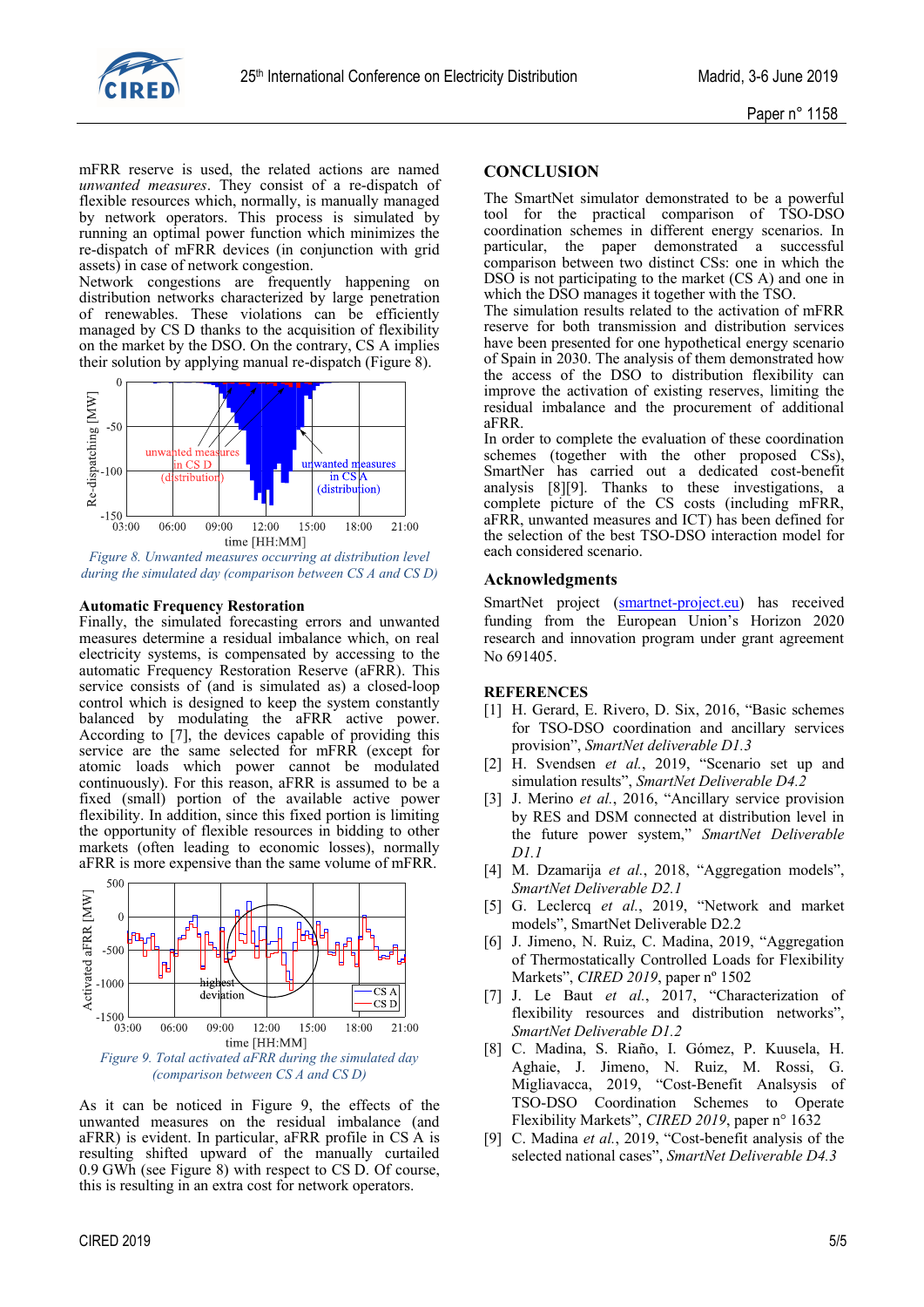mFRR reserve is used, the related actions are named *unwanted measures*. They consist of a re-dispatch of flexible resources which, normally, is manually managed by network operators. This process is simulated by running an optimal power function which minimizes the re-dispatch of mFRR devices (in conjunction with grid assets) in case of network congestion.
Network congestions are frequently happening on distribution networks characterized by large penetration of renewables. These violations can be efficiently managed by CS D thanks to the acquisition of flexibility on the market by the DSO. On the contrary, CS A implies their solution by applying manual re-dispatch (Figure 8).

Re-dispatching [MW]
0
-50
-100
-150
03:00 06:00 09:00 12:00 15:00 18:00 21:00
time [HH:MM]
unwanted measures in CS D (distribution)
unwanted measures in CS A (distribution)

*Figure 8. Unwanted measures occurring at distribution level during the simulated day (comparison between CS A and CS D)*

**Automatic Frequency Restoration**

Finally, the simulated forecasting errors and unwanted measures determine a residual imbalance which, on real electricity systems, is compensated by accessing to the automatic Frequency Restoration Reserve (aFRR). This service consists of (and is simulated as) a closed-loop control which is designed to keep the system constantly balanced by modulating the aFRR active power. According to [7], the devices capable of providing this service are the same selected for mFRR (except for atomic loads which power cannot be modulated continuously). For this reason, aFRR is assumed to be a fixed (small) portion of the available active power flexibility. In addition, since this fixed portion is limiting the opportunity of flexible resources in bidding to other markets (often leading to economic losses), normally aFRR is more expensive than the same volume of mFRR.

Activated aFRR [MW]
500
0
-500
-1000
-1500
03:00 06:00 09:00 12:00 15:00 18:00 21:00
time [HH:MM]
highest deviation
CS A
CS D

*Figure 9. Total activated aFRR during the simulated day (comparison between CS A and CS D)*

As it can be noticed in Figure 9, the effects of the unwanted measures on the residual imbalance (and aFRR) is evident. In particular, aFRR profile in CS A is resulting shifted upward of the manually curtailed 0.9 GWh (see Figure 8) with respect to CS D. Of course, this is resulting in an extra cost for network operators.

## CONCLUSION

The SmartNet simulator demonstrated to be a powerful tool for the practical comparison of TSO-DSO coordination schemes in different energy scenarios. In particular, the paper demonstrated a successful comparison between two distinct CSs: one in which the DSO is not participating to the market (CS A) and one in which the DSO manages it together with the TSO.
The simulation results related to the activation of mFRR reserve for both transmission and distribution services have been presented for one hypothetical energy scenario of Spain in 2030. The analysis of them demonstrated how the access of the DSO to distribution flexibility can improve the activation of existing reserves, limiting the residual imbalance and the procurement of additional aFRR.
In order to complete the evaluation of these coordination schemes (together with the other proposed CSs), SmartNet has carried out a dedicated cost-benefit analysis [8][9]. Thanks to these investigations, a complete picture of the CS costs (including mFRR, aFRR, unwanted measures and ICT) has been defined for the selection of the best TSO-DSO interaction model for each considered scenario.

## Acknowledgments

SmartNet project (smartnet-project.eu) has received funding from the European Union's Horizon 2020 research and innovation program under grant agreement No 691405.

## REFERENCES

[1] H. Gerard, E. Rivero, D. Six, 2016, "Basic schemes for TSO-DSO coordination and ancillary services provision", *SmartNet deliverable D1.3*

[2] H. Svendsen *et al.*, 2019, "Scenario set up and simulation results", *SmartNet Deliverable D4.2*

[3] J. Merino *et al.*, 2016, "Ancillary service provision by RES and DSM connected at distribution level in the future power system," *SmartNet Deliverable D1.1*

[4] M. Dzamarija *et al.*, 2018, "Aggregation models", *SmartNet Deliverable D2.1*

[5] G. Leclercq *et al.*, 2019, "Network and market models", SmartNet Deliverable D2.2

[6] J. Jimeno, N. Ruiz, C. Madina, 2019, "Aggregation of Thermostatically Controlled Loads for Flexibility Markets", *CIRED 2019*, paper nº 1502

[7] J. Le Baut *et al.*, 2017, "Characterization of flexibility resources and distribution networks", *SmartNet Deliverable D1.2*

[8] C. Madina, S. Riaño, I. Gómez, P. Kuusela, H. Aghaie, J. Jimeno, N. Ruiz, M. Rossi, G. Migliavacca, 2019, "Cost-Benefit Analsysis of TSO-DSO Coordination Schemes to Operate Flexibility Markets", *CIRED 2019*, paper n° 1632

[9] C. Madina *et al.*, 2019, "Cost-benefit analysis of the selected national cases", *SmartNet Deliverable D4.3*